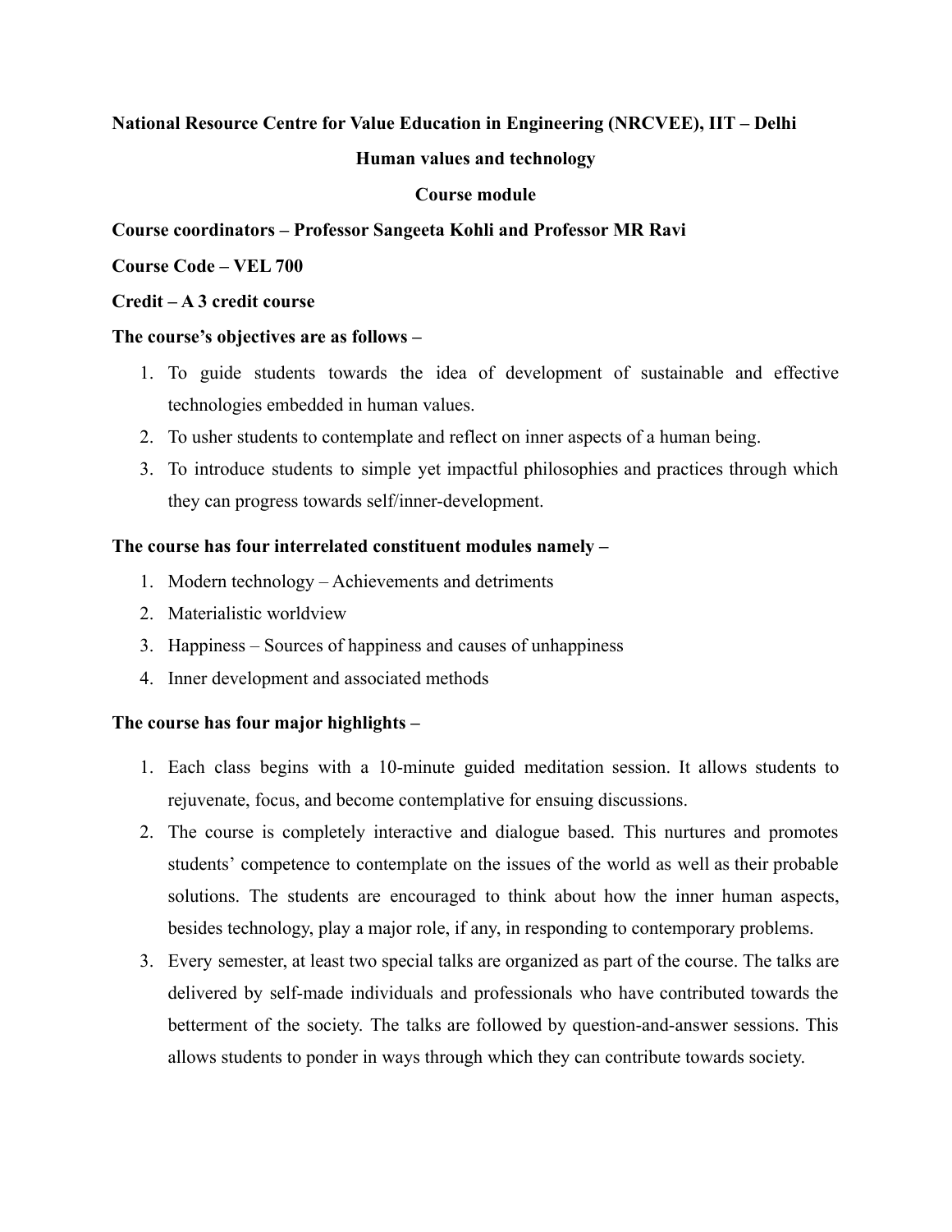**National Resource Centre for Value Education in Engineering (NRCVEE), IIT – Delhi**

**Human values and technology**

**Course module**

**Course coordinators – Professor Sangeeta Kohli and Professor MR Ravi**

**Course Code – VEL 700**

**Credit – A 3 credit course**

**The course's objectives are as follows –**

1. To guide students towards the idea of development of sustainable and effective technologies embedded in human values.
2. To usher students to contemplate and reflect on inner aspects of a human being.
3. To introduce students to simple yet impactful philosophies and practices through which they can progress towards self/inner-development.

**The course has four interrelated constituent modules namely –**

1. Modern technology – Achievements and detriments
2. Materialistic worldview
3. Happiness – Sources of happiness and causes of unhappiness
4. Inner development and associated methods

**The course has four major highlights –**

1. Each class begins with a 10-minute guided meditation session. It allows students to rejuvenate, focus, and become contemplative for ensuing discussions.
2. The course is completely interactive and dialogue based. This nurtures and promotes students' competence to contemplate on the issues of the world as well as their probable solutions. The students are encouraged to think about how the inner human aspects, besides technology, play a major role, if any, in responding to contemporary problems.
3. Every semester, at least two special talks are organized as part of the course. The talks are delivered by self-made individuals and professionals who have contributed towards the betterment of the society. The talks are followed by question-and-answer sessions. This allows students to ponder in ways through which they can contribute towards society.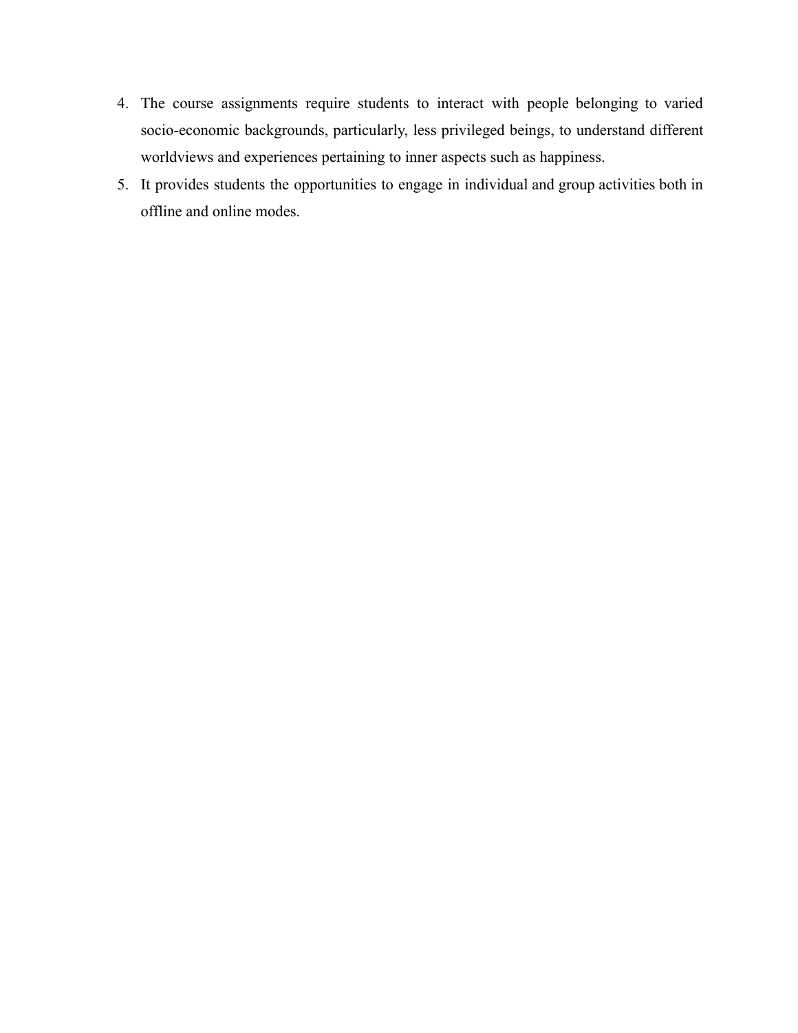4. The course assignments require students to interact with people belonging to varied socio-economic backgrounds, particularly, less privileged beings, to understand different worldviews and experiences pertaining to inner aspects such as happiness.
5. It provides students the opportunities to engage in individual and group activities both in offline and online modes.